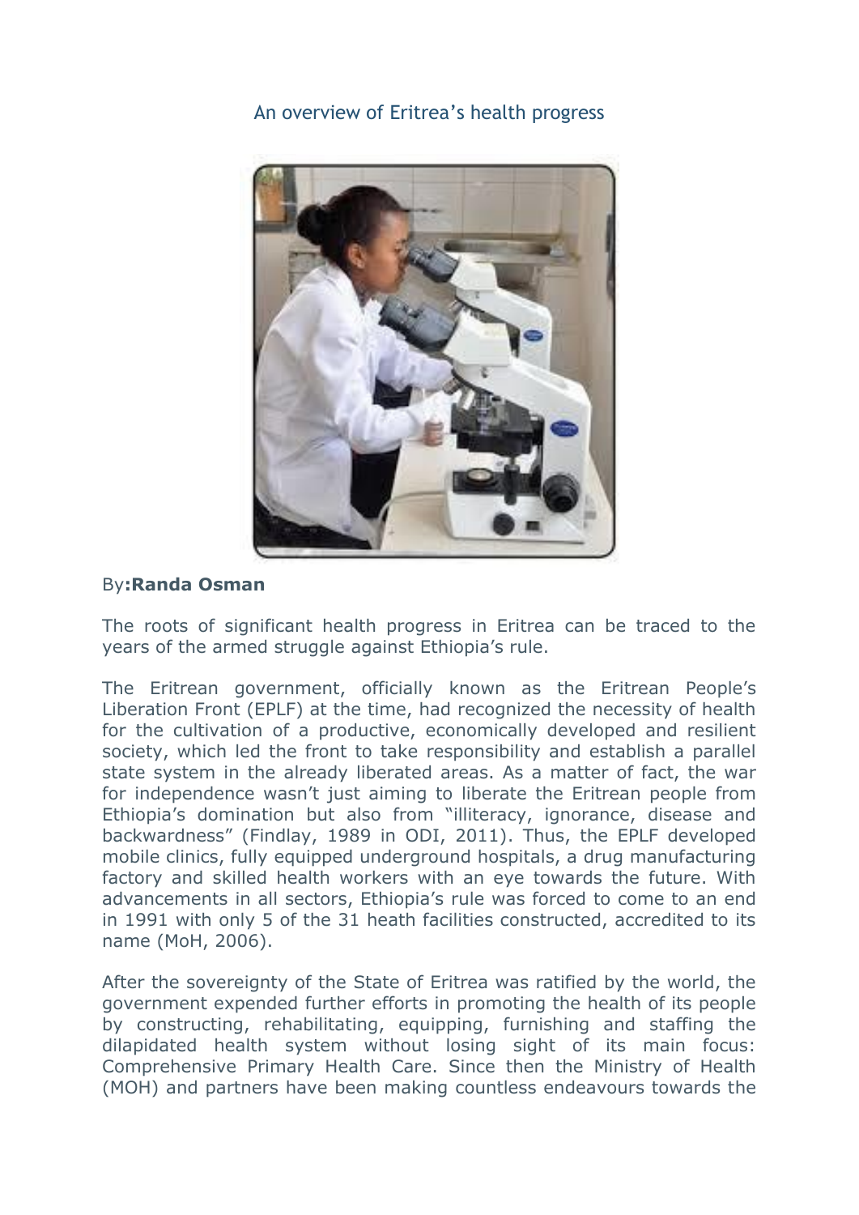# An overview of Eritrea's health progress

By**:Randa Osman**

The roots of significant health progress in Eritrea can be traced to the years of the armed struggle against Ethiopia's rule.

The Eritrean government, officially known as the Eritrean People's Liberation Front (EPLF) at the time, had recognized the necessity of health for the cultivation of a productive, economically developed and resilient society, which led the front to take responsibility and establish a parallel state system in the already liberated areas. As a matter of fact, the war for independence wasn't just aiming to liberate the Eritrean people from Ethiopia's domination but also from "illiteracy, ignorance, disease and backwardness" (Findlay, 1989 in ODI, 2011). Thus, the EPLF developed mobile clinics, fully equipped underground hospitals, a drug manufacturing factory and skilled health workers with an eye towards the future. With advancements in all sectors, Ethiopia's rule was forced to come to an end in 1991 with only 5 of the 31 heath facilities constructed, accredited to its name (MoH, 2006).

After the sovereignty of the State of Eritrea was ratified by the world, the government expended further efforts in promoting the health of its people by constructing, rehabilitating, equipping, furnishing and staffing the dilapidated health system without losing sight of its main focus: Comprehensive Primary Health Care. Since then the Ministry of Health (MOH) and partners have been making countless endeavours towards the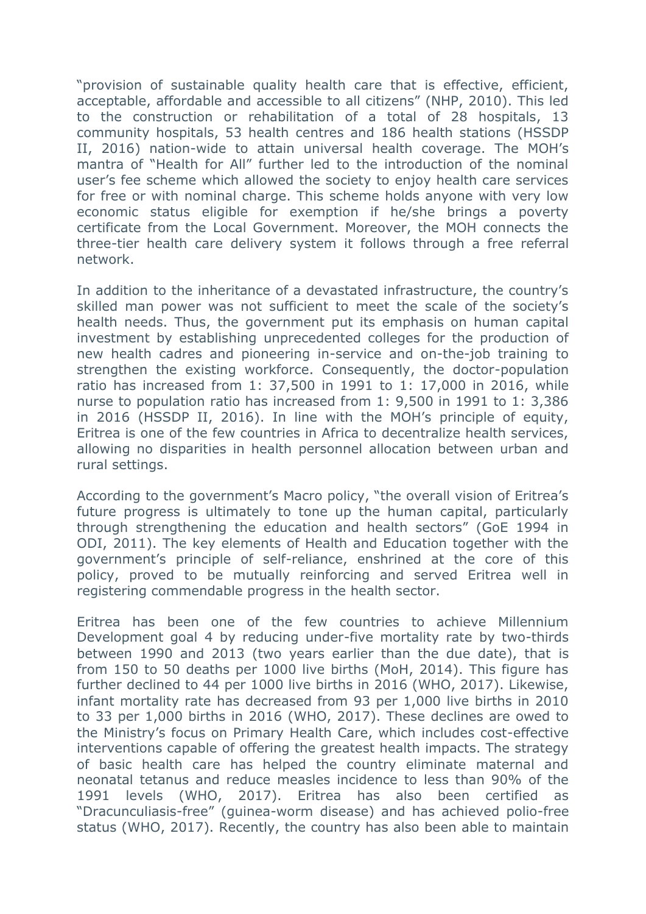"provision of sustainable quality health care that is effective, efficient, acceptable, affordable and accessible to all citizens" (NHP, 2010). This led to the construction or rehabilitation of a total of 28 hospitals, 13 community hospitals, 53 health centres and 186 health stations (HSSDP II, 2016) nation-wide to attain universal health coverage. The MOH's mantra of "Health for All" further led to the introduction of the nominal user's fee scheme which allowed the society to enjoy health care services for free or with nominal charge. This scheme holds anyone with very low economic status eligible for exemption if he/she brings a poverty certificate from the Local Government. Moreover, the MOH connects the three-tier health care delivery system it follows through a free referral network.

In addition to the inheritance of a devastated infrastructure, the country's skilled man power was not sufficient to meet the scale of the society's health needs. Thus, the government put its emphasis on human capital investment by establishing unprecedented colleges for the production of new health cadres and pioneering in-service and on-the-job training to strengthen the existing workforce. Consequently, the doctor-population ratio has increased from 1: 37,500 in 1991 to 1: 17,000 in 2016, while nurse to population ratio has increased from 1: 9,500 in 1991 to 1: 3,386 in 2016 (HSSDP II, 2016). In line with the MOH's principle of equity, Eritrea is one of the few countries in Africa to decentralize health services, allowing no disparities in health personnel allocation between urban and rural settings.

According to the government's Macro policy, "the overall vision of Eritrea's future progress is ultimately to tone up the human capital, particularly through strengthening the education and health sectors" (GoE 1994 in ODI, 2011). The key elements of Health and Education together with the government's principle of self-reliance, enshrined at the core of this policy, proved to be mutually reinforcing and served Eritrea well in registering commendable progress in the health sector.

Eritrea has been one of the few countries to achieve Millennium Development goal 4 by reducing under-five mortality rate by two-thirds between 1990 and 2013 (two years earlier than the due date), that is from 150 to 50 deaths per 1000 live births (MoH, 2014). This figure has further declined to 44 per 1000 live births in 2016 (WHO, 2017). Likewise, infant mortality rate has decreased from 93 per 1,000 live births in 2010 to 33 per 1,000 births in 2016 (WHO, 2017). These declines are owed to the Ministry's focus on Primary Health Care, which includes cost-effective interventions capable of offering the greatest health impacts. The strategy of basic health care has helped the country eliminate maternal and neonatal tetanus and reduce measles incidence to less than 90% of the 1991 levels (WHO, 2017). Eritrea has also been certified as "Dracunculiasis-free" (guinea-worm disease) and has achieved polio-free status (WHO, 2017). Recently, the country has also been able to maintain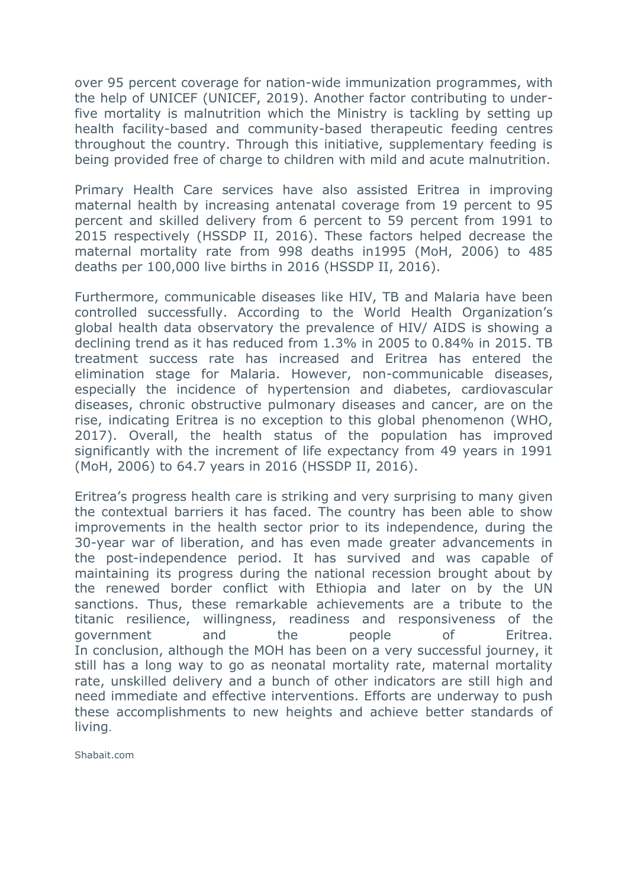over 95 percent coverage for nation-wide immunization programmes, with the help of UNICEF (UNICEF, 2019). Another factor contributing to under-five mortality is malnutrition which the Ministry is tackling by setting up health facility-based and community-based therapeutic feeding centres throughout the country. Through this initiative, supplementary feeding is being provided free of charge to children with mild and acute malnutrition.

Primary Health Care services have also assisted Eritrea in improving maternal health by increasing antenatal coverage from 19 percent to 95 percent and skilled delivery from 6 percent to 59 percent from 1991 to 2015 respectively (HSSDP II, 2016). These factors helped decrease the maternal mortality rate from 998 deaths in1995 (MoH, 2006) to 485 deaths per 100,000 live births in 2016 (HSSDP II, 2016).

Furthermore, communicable diseases like HIV, TB and Malaria have been controlled successfully. According to the World Health Organization's global health data observatory the prevalence of HIV/ AIDS is showing a declining trend as it has reduced from 1.3% in 2005 to 0.84% in 2015. TB treatment success rate has increased and Eritrea has entered the elimination stage for Malaria. However, non-communicable diseases, especially the incidence of hypertension and diabetes, cardiovascular diseases, chronic obstructive pulmonary diseases and cancer, are on the rise, indicating Eritrea is no exception to this global phenomenon (WHO, 2017). Overall, the health status of the population has improved significantly with the increment of life expectancy from 49 years in 1991 (MoH, 2006) to 64.7 years in 2016 (HSSDP II, 2016).

Eritrea's progress health care is striking and very surprising to many given the contextual barriers it has faced. The country has been able to show improvements in the health sector prior to its independence, during the 30-year war of liberation, and has even made greater advancements in the post-independence period. It has survived and was capable of maintaining its progress during the national recession brought about by the renewed border conflict with Ethiopia and later on by the UN sanctions. Thus, these remarkable achievements are a tribute to the titanic resilience, willingness, readiness and responsiveness of the government and the people of Eritrea.
In conclusion, although the MOH has been on a very successful journey, it still has a long way to go as neonatal mortality rate, maternal mortality rate, unskilled delivery and a bunch of other indicators are still high and need immediate and effective interventions. Efforts are underway to push these accomplishments to new heights and achieve better standards of living.

Shabait.com